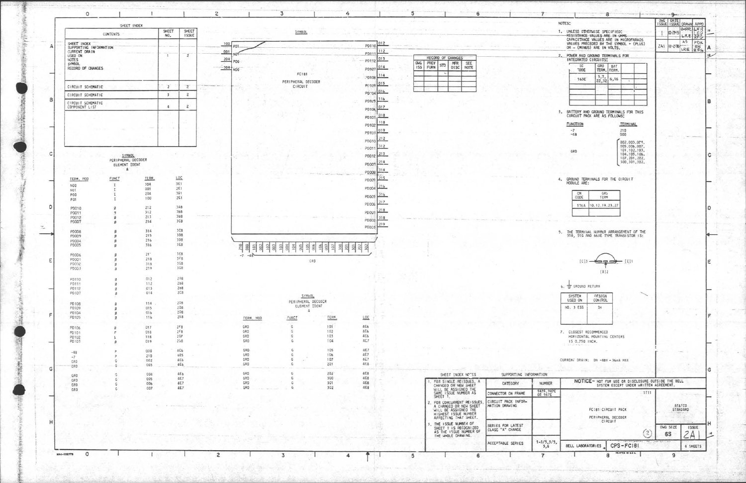## SHEET INDEX

| CONTENTS | SHEET NO. | SHEET ISSUE |
|---|---|---|
| SHEET INDEX<br>SUPPORTING INFORMATION<br>CURRENT DRAIN<br>USED ON<br>NOTES<br>SYMBOL<br>RECORD OF CHANGES | 1 | 2 |
| CIRCUIT SCHEMATIC | 2 | 2 |
| CIRCUIT SCHEMATIC | 3 | 2 |
| CIRCUIT SCHEMATIC COMPONENT LIST | 4 | 2 |

## SYMBOL

FC181
PERIPHERAL DECODER CIRCUIT

Inputs: 100 P01, 001 N01, 204 P00, 304 N00

Outputs: PD110 012, PD111 112, PD112 013, PD107 014, PD108 114, PD109 015, PD104 016, PD105 116, PD106 017, PD101 018, PD102 118, PD103 019, PD010 212, PD011 312, PD012 213, PD007 214, PD008 314, PD009 215, PD004 216, PD005 316, PD006 217, PD001 218, PD002 318, PD003 219

Bottom terminals: 210, 000, 101, 002, 102, 003, 103, 004, 104, 005, 105, 006, 106, 007, 107, 300, 201, 301, 202, 302

-7 -48 GRD

## RECORD OF CHANGES

| DWG ISS | PREV FURN | STD | MFR DISC | SEE NOTE |
|---|---|---|---|---|
| | | | | |

| DWG ISSUE | DATE ISSUE | DRAWN | APPD |
|---|---|---|---|
| 1 | 12-29-75 | CHPR LRE | LWR LEG RFG |
| 2A1 | 11-2-76 | AS LRE | PDK EN RFG |

## SYMBOL
PERIPHERAL DECODER
ELEMENT IDENT
A

| TERM. MOD | FUNCT | TERM. | LOC |
|---|---|---|---|
| N00 | I | 304 | 3E1 |
| N01 | I | 001 | 2E1 |
| P00 | I | 204 | 3D1 |
| P01 | I | 100 | 2E1 |
| PD010 | Ø | 212 | 3A8 |
| PD011 | Ø | 312 | 3B8 |
| PD012 | Ø | 213 | 3B8 |
| PD007 | Ø | 214 | 3C8 |
| PD008 | Ø | 314 | 3C8 |
| PD009 | Ø | 215 | 3D8 |
| PD004 | Ø | 216 | 3D8 |
| PD005 | Ø | 316 | 3E8 |
| PD006 | Ø | 217 | 3E8 |
| PD001 | Ø | 218 | 3F8 |
| PD002 | Ø | 318 | 3G8 |
| PD003 | Ø | 219 | 3G8 |
| PD110 | Ø | 012 | 2A8 |
| PD111 | Ø | 112 | 2B8 |
| PD112 | Ø | 013 | 2B8 |
| PD107 | Ø | 014 | 2C8 |
| PD108 | Ø | 114 | 2D8 |
| PD109 | Ø | 015 | 2D8 |
| PD104 | Ø | 016 | 2D8 |
| PD105 | Ø | 116 | 2E8 |
| PD106 | Ø | 017 | 2F8 |
| PD101 | Ø | 018 | 2F8 |
| PD102 | Ø | 118 | 2G8 |
| PD103 | Ø | 019 | 2G8 |
| -48 | P | 000 | 4E6 |
| -7 | P | 210 | 4E5 |
| GRD | G | 002 | 4E6 |
| GRD | G | 003 | 4E6 |
| GRD | G | 004 | 4E6 |
| GRD | G | 005 | 4E7 |
| GRD | G | 006 | 4E7 |
| GRD | G | 007 | 4E7 |

## SYMBOL
PERIPHERAL DECODER
ELEMENT IDENT
A

| TERM. MOD | FUNCT | TERM. | LOC |
|---|---|---|---|
| GRD | G | 101 | 4E6 |
| GRD | G | 102 | 4E6 |
| GRD | G | 103 | 4E6 |
| GRD | G | 104 | 4E7 |
| GRD | G | 105 | 4E7 |
| GRD | G | 106 | 4E7 |
| GRD | G | 107 | 4E7 |
| GRD | G | 201 | 4E8 |
| GRD | G | 202 | 4E8 |
| GRD | G | 300 | 4E8 |
| GRD | G | 301 | 4E8 |
| GRD | G | 302 | 4E8 |

## NOTES:

1. UNLESS OTHERWISE SPECIFIED: RESISTANCE VALUES ARE IN OHMS CAPACITANCE VALUES ARE IN MICROFARADS VALUES PRECEDED BY THE SYMBOL + (PLUS) OR - (MINUS) ARE IN VOLTS.

2. POWER AND GROUND TERMINALS FOR INTEGRATED CIRCUITS:

| IC CODE | GRD TERM. | BAT TERM. |
|---|---|---|
| 163E | 5,7, 22,32 | 6,16 |

3. BATTERY AND GROUND TERMINALS FOR THIS CIRCUIT PACK ARE AS FOLLOWS:

| FUNCTION | TERMINAL |
|---|---|
| -7 | 210 |
| -48 | 000 |
| GRD | 002,003,004, 005,006,007, 101,102,103, 104,105,106, 107,201,202, 300,301,302, |

4. GROUND TERMINALS FOR THE CIRCUIT MODULE ARE:

| CM CODE | GRD TERM |
|---|---|
| 176A | 10,12,19,23,27 |

5. THE TERMINAL NUMBER ARRANGEMENT OF THE 51B, 51G AND 66AE TYPE TRANSISTOR IS:

[C]3 [E]1 [B]2

6. GROUND RETURN

| SYSTEM USED ON | DESIGN CONTROL |
|---|---|
| NO. 3 ESS | DH |

7. CLOSEST RECOMMENDED HORIZONTAL MOUNTING CENTERS IS 0.750 INCH.

CURRENT DRAIN: ON -48V - 36mA MAX

## SHEET INDEX NOTES

1. FOR SINGLE REISSUES, A CHANGED OR NEW SHEET WILL BE ASSIGNED THE SAME ISSUE NUMBER AS SHEET 1.
2. FOR CONCURRENT REISSUES, A CHANGED OR NEW SHEET WILL BE ASSIGNED THE HIGHEST ISSUE NUMBER AFFECTING THAT SHEET.
3. THE ISSUE NUMBER OF SHEET 1 IS RECOGNIZED AS THE ISSUE NUMBER OF THE WHOLE DRAWING.

## SUPPORTING INFORMATION

| CATEGORY | NUMBER |
|---|---|
| CONNECTOR ON FRAME | 947A,947C OR 947E |
| CIRCUIT PACK INFORMATION DRAWING | |
| SERIES FOR LATEST CLASS "A" CHANGE | |
| ACCEPTABLE SERIES | 1-3/5,3/5, 5,6 |

NOTICE - NOT FOR USE OR DISCLOSURE OUTSIDE THE BELL SYSTEM EXCEPT UNDER WRITTEN AGREEMENT.

1T11

FC181 CIRCUIT PACK
PERIPHERAL DECODER CIRCUIT

AT&TCO STANDARD

DWG SIZE 6S — ISSUE 2A1

BELL LABORATORIES — CPS-FC181 — 4 SHEETS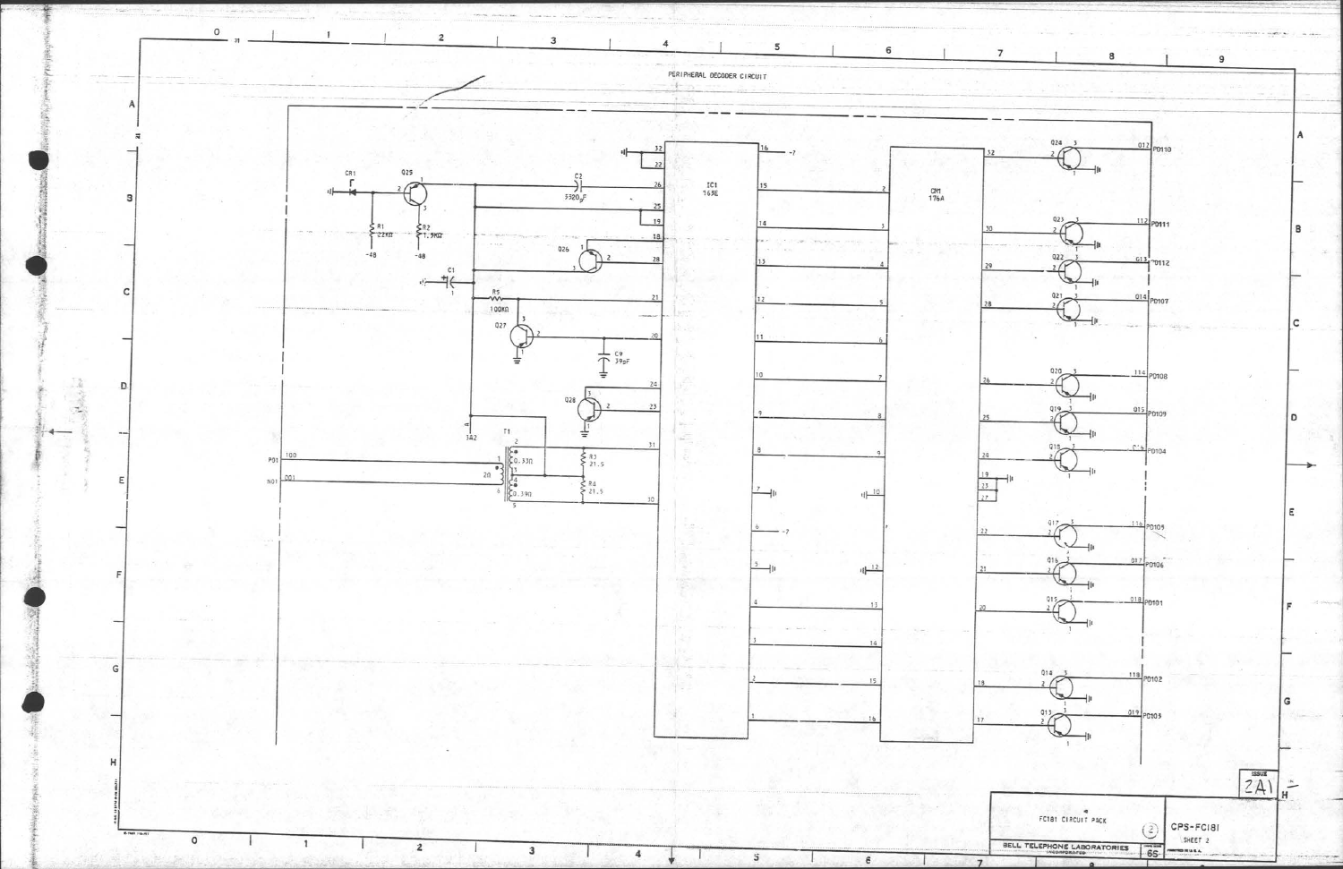PERIPHERAL DECODER CIRCUIT

FC181 CIRCUIT PACK

BELL TELEPHONE LABORATORIES INCORPORATED

CPS-FC181

SHEET 2

ISSUE 2A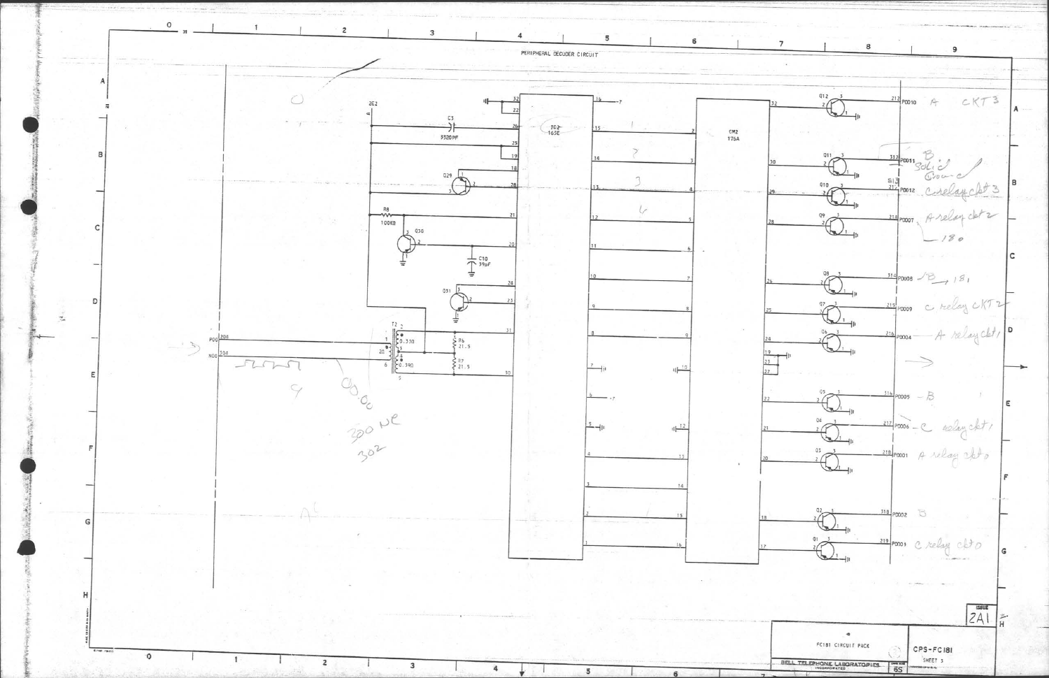PERIPHERAL DECODER CIRCUIT

FC181 CIRCUIT PACK

CPS-FC181

SHEET 3

BELL TELEPHONE LABORATORIES INCORPORATED

ISSUE 2A1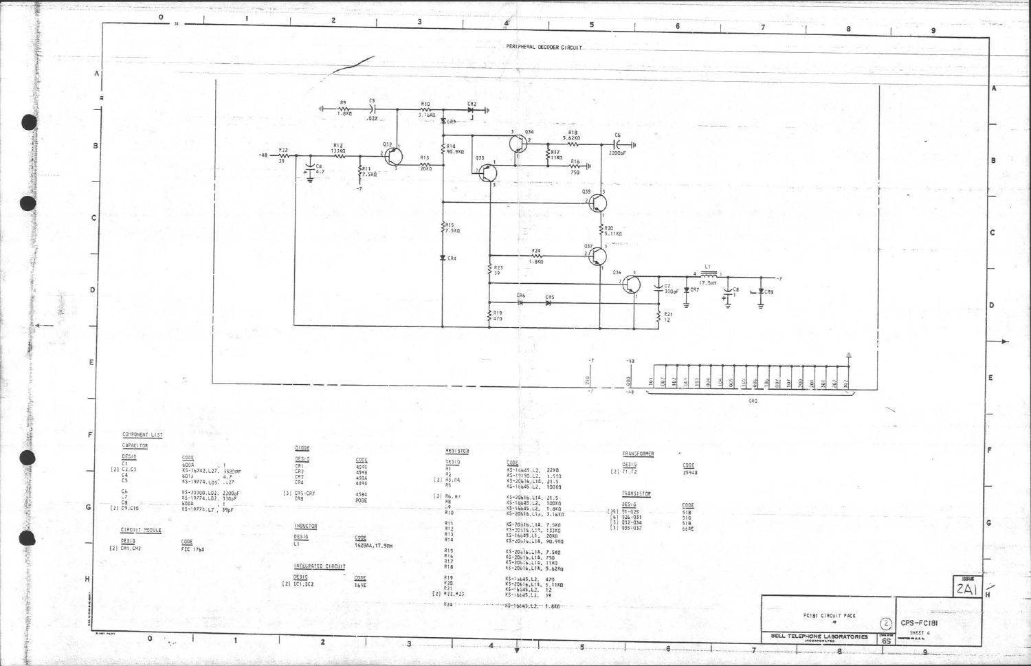PERIPHERAL DECODER CIRCUIT

R9 1.8KΩ
C5 .027
R10 3.16KΩ
CR2
CR3
R22 39
-48
C4 4.7
R12 133KΩ
R11 7.5KΩ
-7
Q32
R13 20KΩ
R14 90.9KΩ
Q33
Q34
R18 5.62KΩ
C6 2200pF
R17 11KΩ
R16 750
Q35
R20 5.11KΩ
R15 7.5KΩ
CR4
R24 1.8KΩ
Q37
R23 39
Q36
C7 330pF
CR7
L1 17.5mH
C8
CR8
-7
CR6
CR5
R19 470
R21 12

-7 -48 GRD

COMPONENT LIST

CAPACITOR

| DESIG | CODE |
|---|---|
| C1 | 600A 1 |
| [2] C2,C3 | KS-16742,L27, 3320PF |
| C4 | 601J 4.7 |
| C5 | KS-19774,L05 .027 |
| C6 | KS-20300,L02, 2200pF |
| C7 | KS-19774,L02, 330pF |
| C8 | 600A 1 |
| [2] C9,C10 | KS-19774,L7, 39pF |

CIRCUIT MODULE

| DESIG | CODE |
|---|---|
| [2] CM1,CM2 | FIC 176A |

DIODE

| DESIG | CODE |
|---|---|
| CR1 | 459G |
| CR2 | 459B |
| CR3 | 458A |
| CR4 | 449A |
| [3] CR5-CR7 | 458A |
| CR8 | 808E |

INDUCTOR

| DESIG | CODE |
|---|---|
| L1 | 1628AA,17.5mH |

INTEGRATED CIRCUIT

| DESIG | CODE |
|---|---|
| [2] IC1,IC2 | 161E |

RESISTOR

| DESIG | CODE |
|---|---|
| R1 | KS-16645,L2, 22KΩ |
| R2 | KS-19350,L2, 1.5KΩ |
| [2] R3,R4 | KS-20616,L1A, 21.5 |
| R5 | KS-16645,L2, 100KΩ |
| [2] R6,R7 | KS-20616,L1A, 21.5 |
| R8 | KS-16645,L2, 100KΩ |
| R9 | KS-16645,L2, 1.8KΩ |
| R10 | KS-20616,L1A, 3.16KΩ |
| R11 | KS-20616,L1A, 7.5KΩ |
| R12 | KS-20616,L1A, 133KΩ |
| R13 | KS-16645,L1, 20KΩ |
| R14 | KS-20616,L1A, 90.9KΩ |
| R15 | KS-20616,L1A, 7.5KΩ |
| R16 | KS-20616,L1A, 750 |
| R17 | KS-20616,L1A, 11KΩ |
| R18 | KS-20616,L1A, 5.62KΩ |
| R19 | KS-16645,L2, 470 |
| R20 | KS-20616,L1A, 5.11KΩ |
| R21 | KS-16645,L2, 12 |
| [2] R22,R23 | KS-16645,L2, 39 |
| R24 | KS-16645,L2, 1.8KΩ |

TRANSFORMER

| DESIG | CODE |
|---|---|
| [2] T1,T2 | 2594B |

TRANSISTOR

| DESIG | CODE |
|---|---|
| [25] Q1-Q25 | 51B |
| [6] Q26-Q31 | 51G |
| [3] Q32-Q34 | 51B |
| [3] Q35-Q37 | 664E |

ISSUE 2A1

FC181 CIRCUIT PACK

BELL TELEPHONE LABORATORIES INCORPORATED

CPS-FC181

SHEET 4